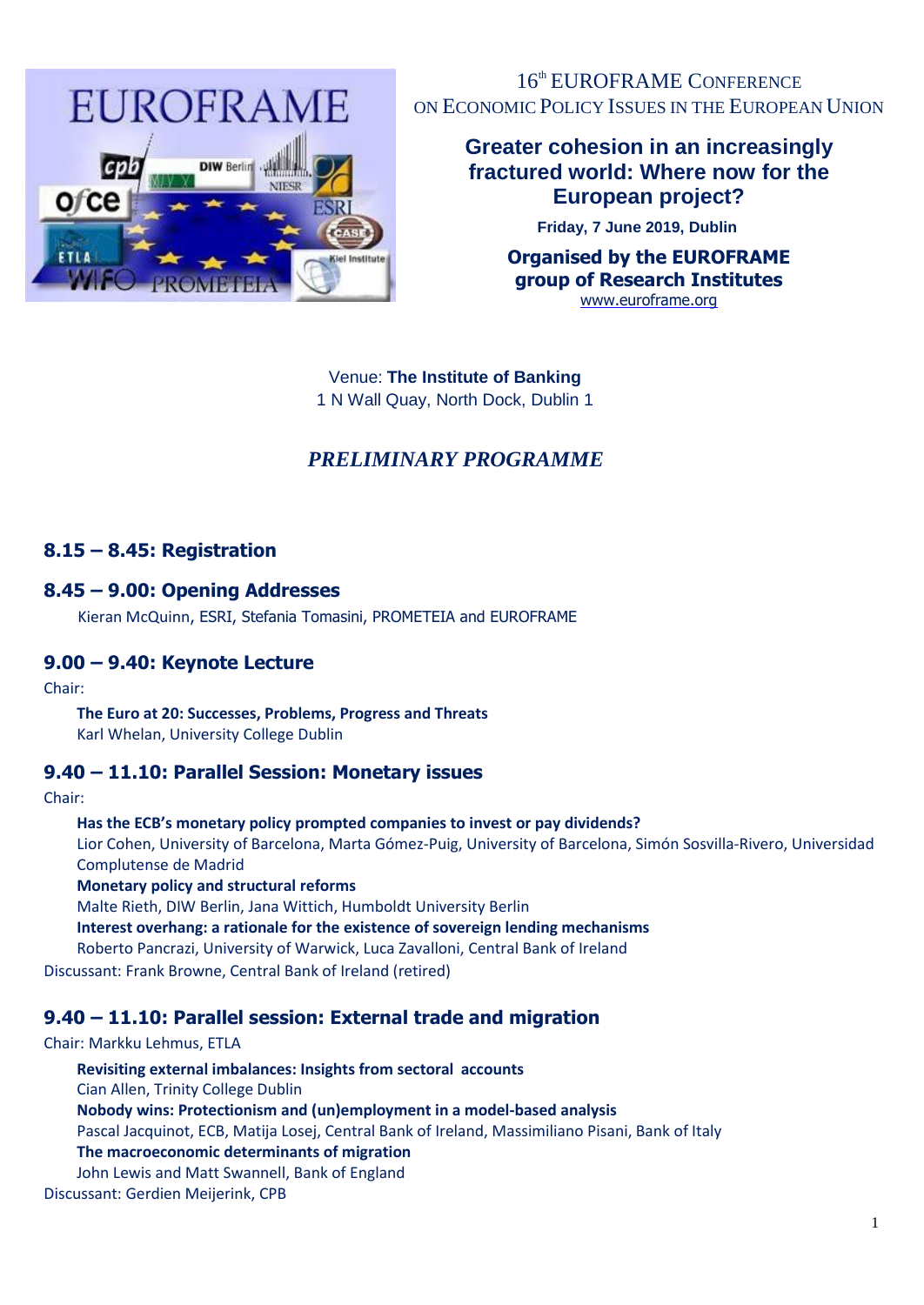16th EUROFRAME CONFERENCE
ON ECONOMIC POLICY ISSUES IN THE EUROPEAN UNION

# Greater cohesion in an increasingly fractured world: Where now for the European project?

**Friday, 7 June 2019, Dublin**

**Organised by the EUROFRAME group of Research Institutes**
www.euroframe.org

Venue: **The Institute of Banking**
1 N Wall Quay, North Dock, Dublin 1

## *PRELIMINARY PROGRAMME*

### 8.15 – 8.45: Registration

### 8.45 – 9.00: Opening Addresses

Kieran McQuinn, ESRI, Stefania Tomasini, PROMETEIA and EUROFRAME

### 9.00 – 9.40: Keynote Lecture

Chair:

**The Euro at 20: Successes, Problems, Progress and Threats**
Karl Whelan, University College Dublin

### 9.40 – 11.10: Parallel Session: Monetary issues

Chair:

**Has the ECB's monetary policy prompted companies to invest or pay dividends?**
Lior Cohen, University of Barcelona, Marta Gómez-Puig, University of Barcelona, Simón Sosvilla-Rivero, Universidad Complutense de Madrid

**Monetary policy and structural reforms**
Malte Rieth, DIW Berlin, Jana Wittich, Humboldt University Berlin

**Interest overhang: a rationale for the existence of sovereign lending mechanisms**
Roberto Pancrazi, University of Warwick, Luca Zavalloni, Central Bank of Ireland

Discussant: Frank Browne, Central Bank of Ireland (retired)

### 9.40 – 11.10: Parallel session: External trade and migration

Chair: Markku Lehmus, ETLA

**Revisiting external imbalances: Insights from sectoral accounts**
Cian Allen, Trinity College Dublin

**Nobody wins: Protectionism and (un)employment in a model-based analysis**
Pascal Jacquinot, ECB, Matija Losej, Central Bank of Ireland, Massimiliano Pisani, Bank of Italy

**The macroeconomic determinants of migration**
John Lewis and Matt Swannell, Bank of England

Discussant: Gerdien Meijerink, CPB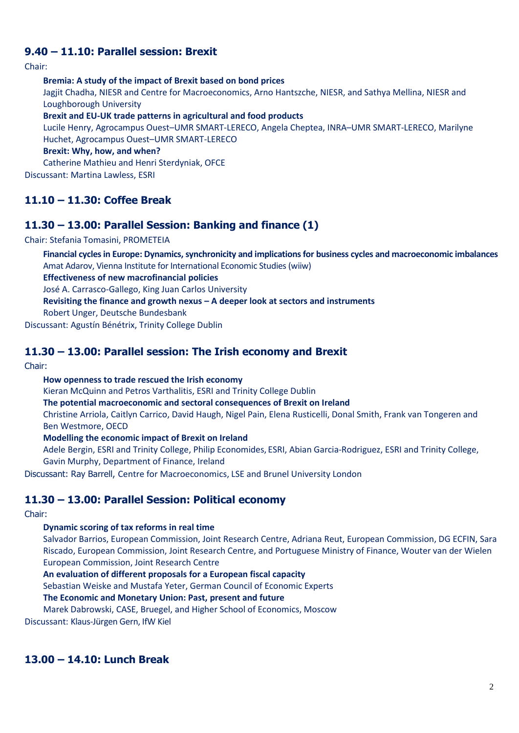## 9.40 – 11.10: Parallel session: Brexit

Chair:

**Bremia: A study of the impact of Brexit based on bond prices**
Jagjit Chadha, NIESR and Centre for Macroeconomics, Arno Hantszche, NIESR, and Sathya Mellina, NIESR and Loughborough University

**Brexit and EU-UK trade patterns in agricultural and food products**
Lucile Henry, Agrocampus Ouest–UMR SMART-LERECO, Angela Cheptea, INRA–UMR SMART-LERECO, Marilyne Huchet, Agrocampus Ouest–UMR SMART-LERECO

**Brexit: Why, how, and when?**
Catherine Mathieu and Henri Sterdyniak, OFCE

Discussant: Martina Lawless, ESRI

## 11.10 – 11.30: Coffee Break

## 11.30 – 13.00: Parallel Session: Banking and finance (1)

Chair: Stefania Tomasini, PROMETEIA

**Financial cycles in Europe: Dynamics, synchronicity and implications for business cycles and macroeconomic imbalances**
Amat Adarov, Vienna Institute for International Economic Studies (wiiw)

**Effectiveness of new macrofinancial policies**
José A. Carrasco-Gallego, King Juan Carlos University

**Revisiting the finance and growth nexus – A deeper look at sectors and instruments**
Robert Unger, Deutsche Bundesbank

Discussant: Agustín Bénétrix, Trinity College Dublin

## 11.30 – 13.00: Parallel session: The Irish economy and Brexit

Chair:

**How openness to trade rescued the Irish economy**
Kieran McQuinn and Petros Varthalitis, ESRI and Trinity College Dublin

**The potential macroeconomic and sectoral consequences of Brexit on Ireland**
Christine Arriola, Caitlyn Carrico, David Haugh, Nigel Pain, Elena Rusticelli, Donal Smith, Frank van Tongeren and Ben Westmore, OECD

**Modelling the economic impact of Brexit on Ireland**
Adele Bergin, ESRI and Trinity College, Philip Economides, ESRI, Abian Garcia-Rodriguez, ESRI and Trinity College, Gavin Murphy, Department of Finance, Ireland

Discussant: Ray Barrell, Centre for Macroeconomics, LSE and Brunel University London

## 11.30 – 13.00: Parallel Session: Political economy

Chair:

**Dynamic scoring of tax reforms in real time**
Salvador Barrios, European Commission, Joint Research Centre, Adriana Reut, European Commission, DG ECFIN, Sara Riscado, European Commission, Joint Research Centre, and Portuguese Ministry of Finance, Wouter van der Wielen European Commission, Joint Research Centre

**An evaluation of different proposals for a European fiscal capacity**
Sebastian Weiske and Mustafa Yeter, German Council of Economic Experts

**The Economic and Monetary Union: Past, present and future**
Marek Dabrowski, CASE, Bruegel, and Higher School of Economics, Moscow

Discussant: Klaus-Jürgen Gern, IfW Kiel

## 13.00 – 14.10: Lunch Break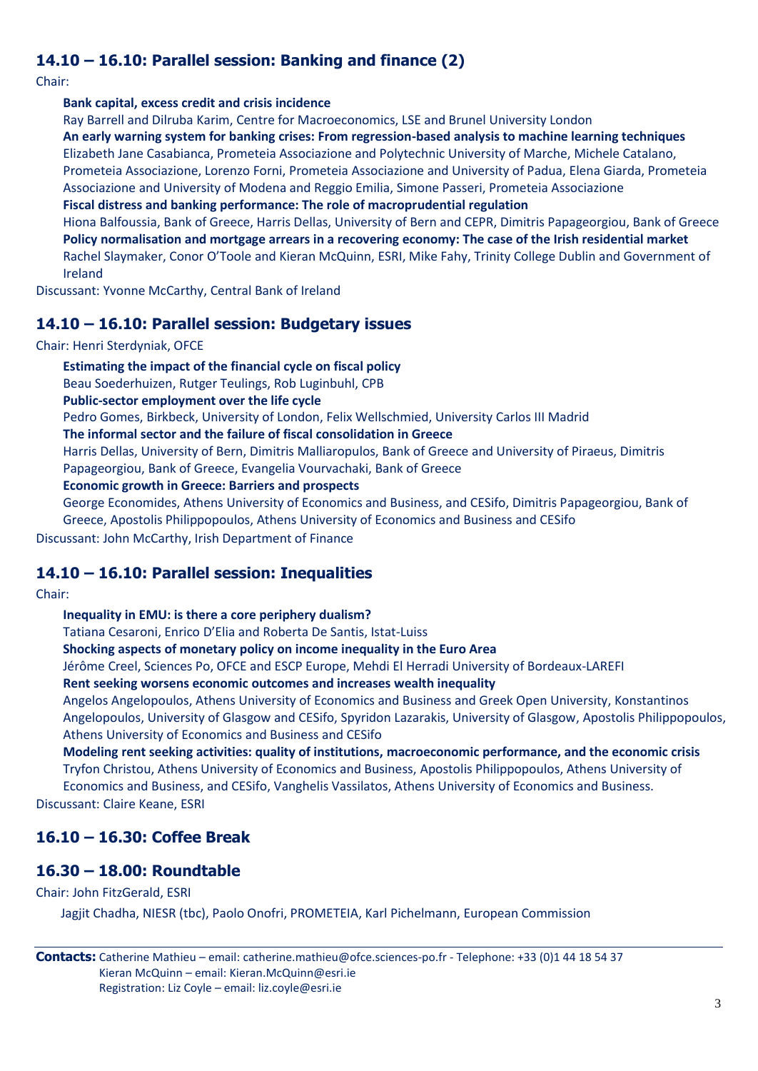## 14.10 – 16.10: Parallel session: Banking and finance (2)

Chair:

**Bank capital, excess credit and crisis incidence**
Ray Barrell and Dilruba Karim, Centre for Macroeconomics, LSE and Brunel University London

**An early warning system for banking crises: From regression-based analysis to machine learning techniques**
Elizabeth Jane Casabianca, Prometeia Associazione and Polytechnic University of Marche, Michele Catalano, Prometeia Associazione, Lorenzo Forni, Prometeia Associazione and University of Padua, Elena Giarda, Prometeia Associazione and University of Modena and Reggio Emilia, Simone Passeri, Prometeia Associazione

**Fiscal distress and banking performance: The role of macroprudential regulation**
Hiona Balfoussia, Bank of Greece, Harris Dellas, University of Bern and CEPR, Dimitris Papageorgiou, Bank of Greece

**Policy normalisation and mortgage arrears in a recovering economy: The case of the Irish residential market**
Rachel Slaymaker, Conor O'Toole and Kieran McQuinn, ESRI, Mike Fahy, Trinity College Dublin and Government of Ireland

Discussant: Yvonne McCarthy, Central Bank of Ireland

## 14.10 – 16.10: Parallel session: Budgetary issues

Chair: Henri Sterdyniak, OFCE

**Estimating the impact of the financial cycle on fiscal policy**
Beau Soederhuizen, Rutger Teulings, Rob Luginbuhl, CPB

**Public-sector employment over the life cycle**
Pedro Gomes, Birkbeck, University of London, Felix Wellschmied, University Carlos III Madrid

**The informal sector and the failure of fiscal consolidation in Greece**
Harris Dellas, University of Bern, Dimitris Malliaropulos, Bank of Greece and University of Piraeus, Dimitris Papageorgiou, Bank of Greece, Evangelia Vourvachaki, Bank of Greece

**Economic growth in Greece: Barriers and prospects**
George Economides, Athens University of Economics and Business, and CESifo, Dimitris Papageorgiou, Bank of Greece, Apostolis Philippopoulos, Athens University of Economics and Business and CESifo

Discussant: John McCarthy, Irish Department of Finance

## 14.10 – 16.10: Parallel session: Inequalities

Chair:

**Inequality in EMU: is there a core periphery dualism?**
Tatiana Cesaroni, Enrico D'Elia and Roberta De Santis, Istat-Luiss

**Shocking aspects of monetary policy on income inequality in the Euro Area**
Jérôme Creel, Sciences Po, OFCE and ESCP Europe, Mehdi El Herradi University of Bordeaux-LAREFI

**Rent seeking worsens economic outcomes and increases wealth inequality**
Angelos Angelopoulos, Athens University of Economics and Business and Greek Open University, Konstantinos Angelopoulos, University of Glasgow and CESifo, Spyridon Lazarakis, University of Glasgow, Apostolis Philippopoulos, Athens University of Economics and Business and CESifo

**Modeling rent seeking activities: quality of institutions, macroeconomic performance, and the economic crisis**
Tryfon Christou, Athens University of Economics and Business, Apostolis Philippopoulos, Athens University of Economics and Business, and CESifo, Vanghelis Vassilatos, Athens University of Economics and Business.

Discussant: Claire Keane, ESRI

## 16.10 – 16.30: Coffee Break

## 16.30 – 18.00: Roundtable

Chair: John FitzGerald, ESRI

Jagjit Chadha, NIESR (tbc), Paolo Onofri, PROMETEIA, Karl Pichelmann, European Commission

**Contacts:** Catherine Mathieu – email: catherine.mathieu@ofce.sciences-po.fr - Telephone: +33 (0)1 44 18 54 37
Kieran McQuinn – email: Kieran.McQuinn@esri.ie
Registration: Liz Coyle – email: liz.coyle@esri.ie